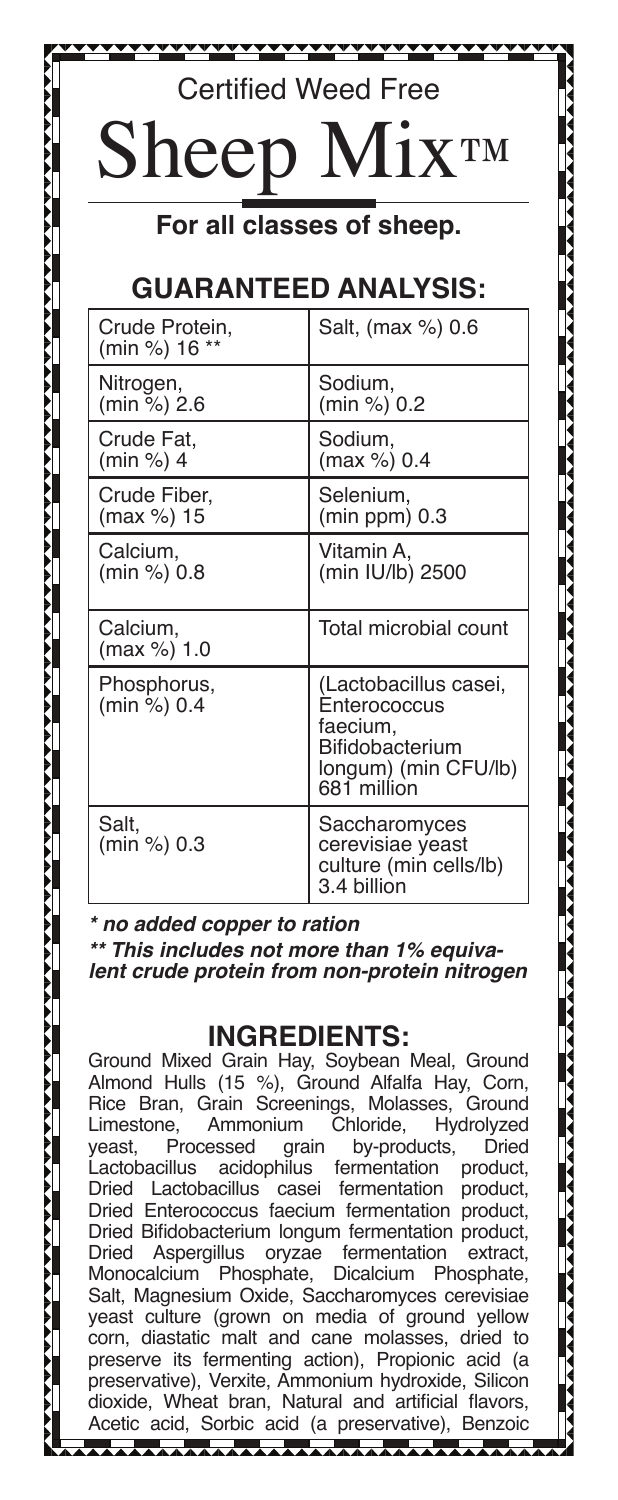Certified Weed Free

# Sheep Mix™

**For all classes of sheep.**

## GUARANTEED ANALYSIS:

| | |
|---|---|
| Crude Protein, (min %) 16 ** | Salt, (max %) 0.6 |
| Nitrogen, (min %) 2.6 | Sodium, (min %) 0.2 |
| Crude Fat, (min %) 4 | Sodium, (max %) 0.4 |
| Crude Fiber, (max %) 15 | Selenium, (min ppm) 0.3 |
| Calcium, (min %) 0.8 | Vitamin A, (min IU/lb) 2500 |
| Calcium, (max %) 1.0 | Total microbial count |
| Phosphorus, (min %) 0.4 | (Lactobacillus casei, Enterococcus faecium, Bifidobacterium longum) (min CFU/lb) 681 million |
| Salt, (min %) 0.3 | Saccharomyces cerevisiae yeast culture (min cells/lb) 3.4 billion |

*** no added copper to ration***

***** This includes not more than 1% equivalent crude protein from non-protein nitrogen***

## INGREDIENTS:

Ground Mixed Grain Hay, Soybean Meal, Ground Almond Hulls (15 %), Ground Alfalfa Hay, Corn, Rice Bran, Grain Screenings, Molasses, Ground Limestone, Ammonium Chloride, Hydrolyzed yeast, Processed grain by-products, Dried Lactobacillus acidophilus fermentation product, Dried Lactobacillus casei fermentation product, Dried Enterococcus faecium fermentation product, Dried Bifidobacterium longum fermentation product, Dried Aspergillus oryzae fermentation extract, Monocalcium Phosphate, Dicalcium Phosphate, Salt, Magnesium Oxide, Saccharomyces cerevisiae yeast culture (grown on media of ground yellow corn, diastatic malt and cane molasses, dried to preserve its fermenting action), Propionic acid (a preservative), Verxite, Ammonium hydroxide, Silicon dioxide, Wheat bran, Natural and artificial flavors, Acetic acid, Sorbic acid (a preservative), Benzoic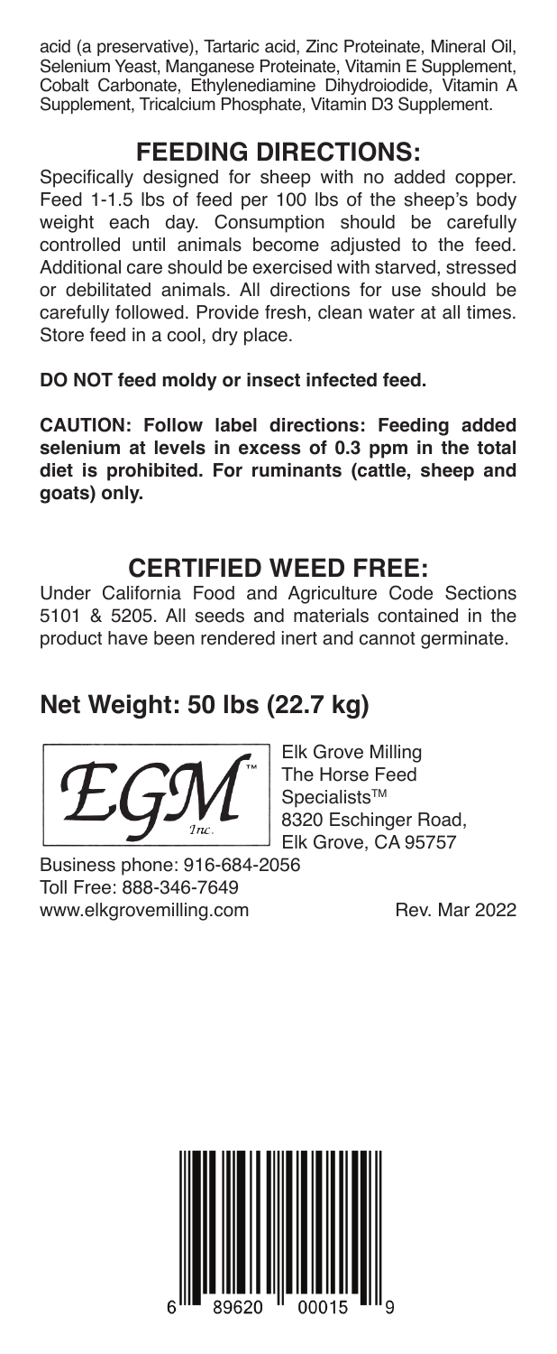acid (a preservative), Tartaric acid, Zinc Proteinate, Mineral Oil, Selenium Yeast, Manganese Proteinate, Vitamin E Supplement, Cobalt Carbonate, Ethylenediamine Dihydroiodide, Vitamin A Supplement, Tricalcium Phosphate, Vitamin D3 Supplement.

## FEEDING DIRECTIONS:

Specifically designed for sheep with no added copper. Feed 1-1.5 lbs of feed per 100 lbs of the sheep's body weight each day. Consumption should be carefully controlled until animals become adjusted to the feed. Additional care should be exercised with starved, stressed or debilitated animals. All directions for use should be carefully followed. Provide fresh, clean water at all times. Store feed in a cool, dry place.

**DO NOT feed moldy or insect infected feed.**

**CAUTION: Follow label directions: Feeding added selenium at levels in excess of 0.3 ppm in the total diet is prohibited. For ruminants (cattle, sheep and goats) only.**

## CERTIFIED WEED FREE:

Under California Food and Agriculture Code Sections 5101 & 5205. All seeds and materials contained in the product have been rendered inert and cannot germinate.

## Net Weight: 50 lbs (22.7 kg)

EGM™ Inc.

Elk Grove Milling
The Horse Feed Specialists™
8320 Eschinger Road,
Elk Grove, CA 95757

Business phone: 916-684-2056
Toll Free: 888-346-7649
www.elkgrovemilling.com

Rev. Mar 2022

6 89620 00015 9